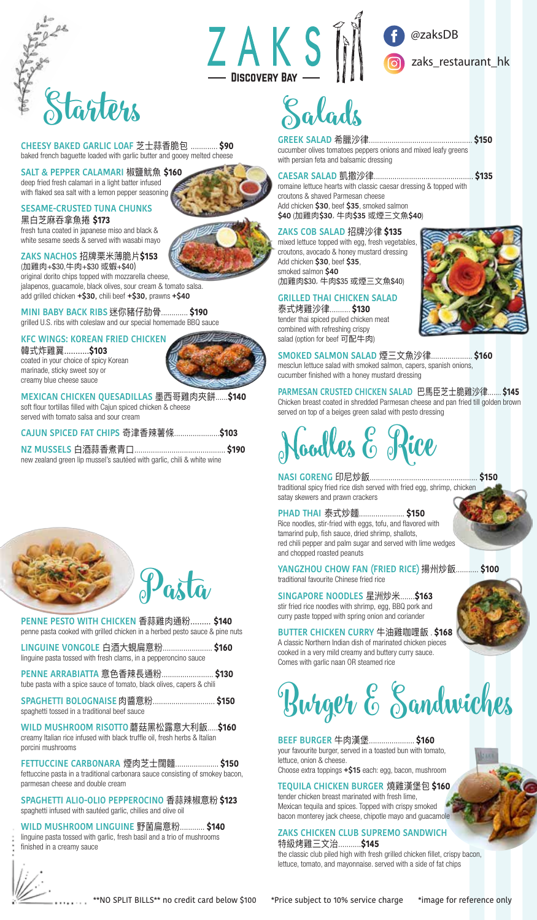# ZAKS

**Discovery Bay**

@zaksDB

zaks_restaurant_hk

## Starters

**CHEESY BAKED GARLIC LOAF** 芝士蒜香脆包 ............. **$90**
baked french baguette loaded with garlic butter and gooey melted cheese

**SALT & PEPPER CALAMARI** 椒鹽魷魚 **$160**
deep fried fresh calamari in a light batter infused with flaked sea salt with a lemon pepper seasoning

**SESAME-CRUSTED TUNA CHUNKS**
黑白芝麻吞拿魚捲 **$173**
fresh tuna coated in japanese miso and black & white sesame seeds & served with wasabi mayo

**ZAKS NACHOS** 招牌粟米薄脆片**$153**
(加雞肉+$30,牛肉+$30 或蝦+$40)
original dorito chips topped with mozzarella cheese, jalapenos, guacamole, black olives, sour cream & tomato salsa. add grilled chicken **+$30,** chili beef **+$30,** prawns **+$40**

**MINI BABY BACK RIBS** 迷你豬仔肋骨............. **$190**
grilled U.S. ribs with coleslaw and our special homemade BBQ sauce

**KFC WINGS: KOREAN FRIED CHICKEN**
韓式炸雞翼...........**$103**
coated in your choice of spicy Korean marinade, sticky sweet soy or creamy blue cheese sauce

**MEXICAN CHICKEN QUESADILLAS** 墨西哥雞肉夾餅......**$140**
soft flour tortillas filled with Cajun spiced chicken & cheese served with tomato salsa and sour cream

**CAJUN SPICED FAT CHIPS** 奇津香辣薯條.....................**$103**

**NZ MUSSELS** 白酒蒜香煮青口............................................ **$190**
new zealand green lip mussel's sautéed with garlic, chili & white wine

## Pasta

**PENNE PESTO WITH CHICKEN** 香蒜雞肉通粉......... **$140**
penne pasta cooked with grilled chicken in a herbed pesto sauce & pine nuts

**LINGUINE VONGOLE** 白酒大蜆扁意粉........................ **$160**
linguine pasta tossed with fresh clams, in a pepperoncino sauce

**PENNE ARRABIATTA** 意色香辣長通粉......................... **$130**
tube pasta with a spice sauce of tomato, black olives, capers & chili

**SPAGHETTI BOLOGNAISE** 肉醬意粉.............................. **$150**
spaghetti tossed in a traditional beef sauce

**WILD MUSHROOM RISOTTO** 蘑菇黑松露意大利飯.....**$160**
creamy Italian rice infused with black truffle oil, fresh herbs & Italian porcini mushrooms

**FETTUCCINE CARBONARA** 煙肉芝士闊麵..................... **$150**
fettuccine pasta in a traditional carbonara sauce consisting of smokey bacon, parmesan cheese and double cream

**SPAGHETTI ALIO-OLIO PEPPEROCINO** 香蒜辣椒意粉 **$123**
spaghetti infused with sautéed garlic, chilies and olive oil

**WILD MUSHROOM LINGUINE** 野菌扁意粉............ **$140**
linguine pasta tossed with garlic, fresh basil and a trio of mushrooms finished in a creamy sauce

## Salads

**GREEK SALAD** 希臘沙律.................................................. **$150**
cucumber olives tomatoes peppers onions and mixed leafy greens with persian feta and balsamic dressing

**CAESAR SALAD** 凱撒沙律................................................ **$135**
romaine lettuce hearts with classic caesar dressing & topped with croutons & shaved Parmesan cheese
Add chicken **$30**, beef **$35**, smoked salmon **$40** (加雞肉**$30**, 牛肉**$35** 或煙三文魚**$40**)

**ZAKS COB SALAD** 招牌沙律 **$135**
mixed lettuce topped with egg, fresh vegetables, croutons, avocado & honey mustard dressing
Add chicken **$30**, beef **$35**, smoked salmon **$40**
(加雞肉$30, 牛肉$35 或煙三文魚$40)

**GRILLED THAI CHICKEN SALAD**
泰式烤雞沙律.......... **$130**
tender thai spiced pulled chicken meat combined with refreshing crispy salad (option for beef 可配牛肉)

**SMOKED SALMON SALAD** 煙三文魚沙律.................... **$160**
mesclun lettuce salad with smoked salmon, capers, spanish onions, cucumber finished with a honey mustard dressing

**PARMESAN CRUSTED CHICKEN SALAD** 巴馬臣芝士脆雞沙律....... **$145**
Chicken breast coated in shredded Parmesan cheese and pan fried till golden brown served on top of a beiges green salad with pesto dressing

## Noodles & Rice

**NASI GORENG** 印尼炒飯.................................................... **$150**
traditional spicy fried rice dish served with fried egg, shrimp, chicken satay skewers and prawn crackers

**PHAD THAI** 泰式炒麵...................... **$150**
Rice noodles, stir-fried with eggs, tofu, and flavored with tamarind pulp, fish sauce, dried shrimp, shallots, red chili pepper and palm sugar and served with lime wedges and chopped roasted peanuts

**YANGZHOU CHOW FAN (FRIED RICE)** 揚州炒飯........... **$100**
traditional favourite Chinese fried rice

**SINGAPORE NOODLES** 星洲炒米.......**$163**
stir fried rice noodles with shrimp, egg, BBQ pork and curry paste topped with spring onion and coriander

**BUTTER CHICKEN CURRY** 牛油雞咖哩飯 . **$168**
A classic Northern Indian dish of marinated chicken pieces cooked in a very mild creamy and buttery curry sauce. Comes with garlic naan OR steamed rice

## Burger & Sandwiches

**BEEF BURGER** 牛肉漢堡...................... **$160**
your favourite burger, served in a toasted bun with tomato, lettuce, onion & cheese.
Choose extra toppings **+$15** each: egg, bacon, mushroom

**TEQUILA CHICKEN BURGER** 燒雞漢堡包 **$160**
tender chicken breast marinated with fresh lime, Mexican tequila and spices. Topped with crispy smoked bacon monterey jack cheese, chipotle mayo and guacamole

**ZAKS CHICKEN CLUB SUPREMO SANDWICH**
特級烤雞三文治...........**$145**
the classic club piled high with fresh grilled chicken fillet, crispy bacon, lettuce, tomato, and mayonnaise. served with a side of fat chips

**NO SPLIT BILLS** no credit card below $100 *Price subject to 10% service charge *image for reference only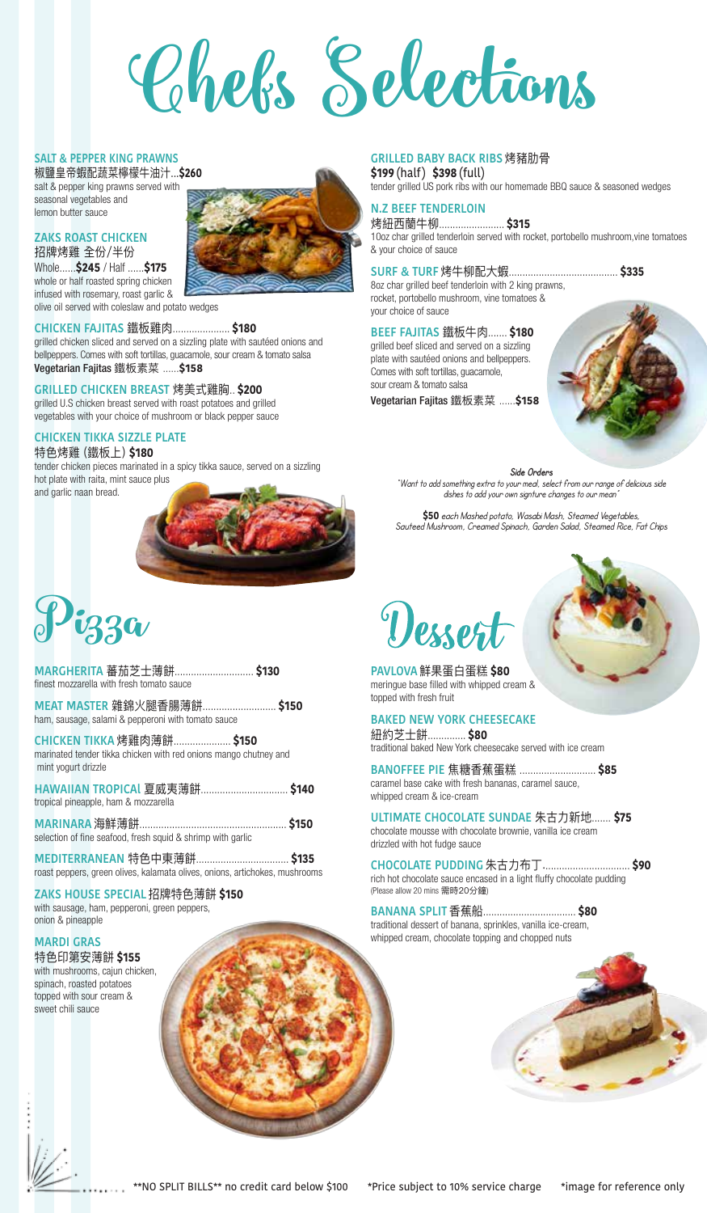# Chefs Selections

### SALT & PEPPER KING PRAWNS
椒鹽皇帝蝦配蔬菜檸檬牛油汁...**$260**
salt & pepper king prawns served with seasonal vegetables and lemon butter sauce

### ZAKS ROAST CHICKEN
招牌烤雞 全份/半份
Whole......**$245** / Half ......**$175**
whole or half roasted spring chicken infused with rosemary, roast garlic & olive oil served with coleslaw and potato wedges

### CHICKEN FAJITAS 鐵板雞肉.................... **$180**
grilled chicken sliced and served on a sizzling plate with sautéed onions and bellpeppers. Comes with soft tortillas, guacamole, sour cream & tomato salsa
**Vegetarian Fajitas** 鐵板素菜 ......**$158**

### GRILLED CHICKEN BREAST 烤美式雞胸.. **$200**
grilled U.S chicken breast served with roast potatoes and grilled vegetables with your choice of mushroom or black pepper sauce

### CHICKEN TIKKA SIZZLE PLATE
特色烤雞 (鐵板上) **$180**
tender chicken pieces marinated in a spicy tikka sauce, served on a sizzling hot plate with raita, mint sauce plus and garlic naan bread.

### GRILLED BABY BACK RIBS 烤豬肋骨
**$199** (half) **$398** (full)
tender grilled US pork ribs with our homemade BBQ sauce & seasoned wedges

### N.Z BEEF TENDERLOIN
烤紐西蘭牛柳........................ **$315**
10oz char grilled tenderloin served with rocket, portobello mushroom,vine tomatoes & your choice of sauce

### SURF & TURF 烤牛柳配大蝦........................................ **$335**
8oz char grilled beef tenderloin with 2 king prawns, rocket, portobello mushroom, vine tomatoes & your choice of sauce

### BEEF FAJITAS 鐵板牛肉....... **$180**
grilled beef sliced and served on a sizzling plate with sautéed onions and bellpeppers. Comes with soft tortillas, guacamole, sour cream & tomato salsa
**Vegetarian Fajitas** 鐵板素菜 ......**$158**

**Side Orders**
*"Want to add something extra to your meal, select from our range of delicious side dishes to add your own signture changes to our mean"*

**$50** *each Mashed potato, Wasabi Mash, Steamed Vegetables, Sauteed Mushroom, Creamed Spinach, Garden Salad, Steamed Rice, Fat Chips*

# Pizza

**MARGHERITA** 蕃茄芝士薄餅............................ **$130**
finest mozzarella with fresh tomato sauce

**MEAT MASTER** 雜錦火腿香腸薄餅........................... **$150**
ham, sausage, salami & pepperoni with tomato sauce

**CHICKEN TIKKA** 烤雞肉薄餅.................... **$150**
marinated tender tikka chicken with red onions mango chutney and mint yogurt drizzle

**HAWAIIAN TROPICAL** 夏威夷薄餅................................ **$140**
tropical pineapple, ham & mozzarella

**MARINARA** 海鮮薄餅...................................................... **$150**
selection of fine seafood, fresh squid & shrimp with garlic

**MEDITERRANEAN** 特色中東薄餅.................................. **$135**
roast peppers, green olives, kalamata olives, onions, artichokes, mushrooms

**ZAKS HOUSE SPECIAL** 招牌特色薄餅 **$150**
with sausage, ham, pepperoni, green peppers, onion & pineapple

**MARDI GRAS**
特色印第安薄餅 **$155**
with mushrooms, cajun chicken, spinach, roasted potatoes topped with sour cream & sweet chili sauce

# Dessert

**PAVLOVA** 鮮果蛋白蛋糕 **$80**
meringue base filled with whipped cream & topped with fresh fruit

**BAKED NEW YORK CHEESECAKE**
紐約芝士餅............. **$80**
traditional baked New York cheesecake served with ice cream

**BANOFFEE PIE** 焦糖香蕉蛋糕 ........................... **$85**
caramel base cake with fresh bananas, caramel sauce, whipped cream & ice-cream

**ULTIMATE CHOCOLATE SUNDAE** 朱古力新地....... **$75**
chocolate mousse with chocolate brownie, vanilla ice cream drizzled with hot fudge sauce

**CHOCOLATE PUDDING** 朱古力布丁................................ **$90**
rich hot chocolate sauce encased in a light fluffy chocolate pudding
(Please allow 20 mins 需時20分鐘)

**BANANA SPLIT** 香蕉船.................................. **$80**
traditional dessert of banana, sprinkles, vanilla ice-cream, whipped cream, chocolate topping and chopped nuts

**NO SPLIT BILLS** no credit card below $100 *Price subject to 10% service charge *image for reference only